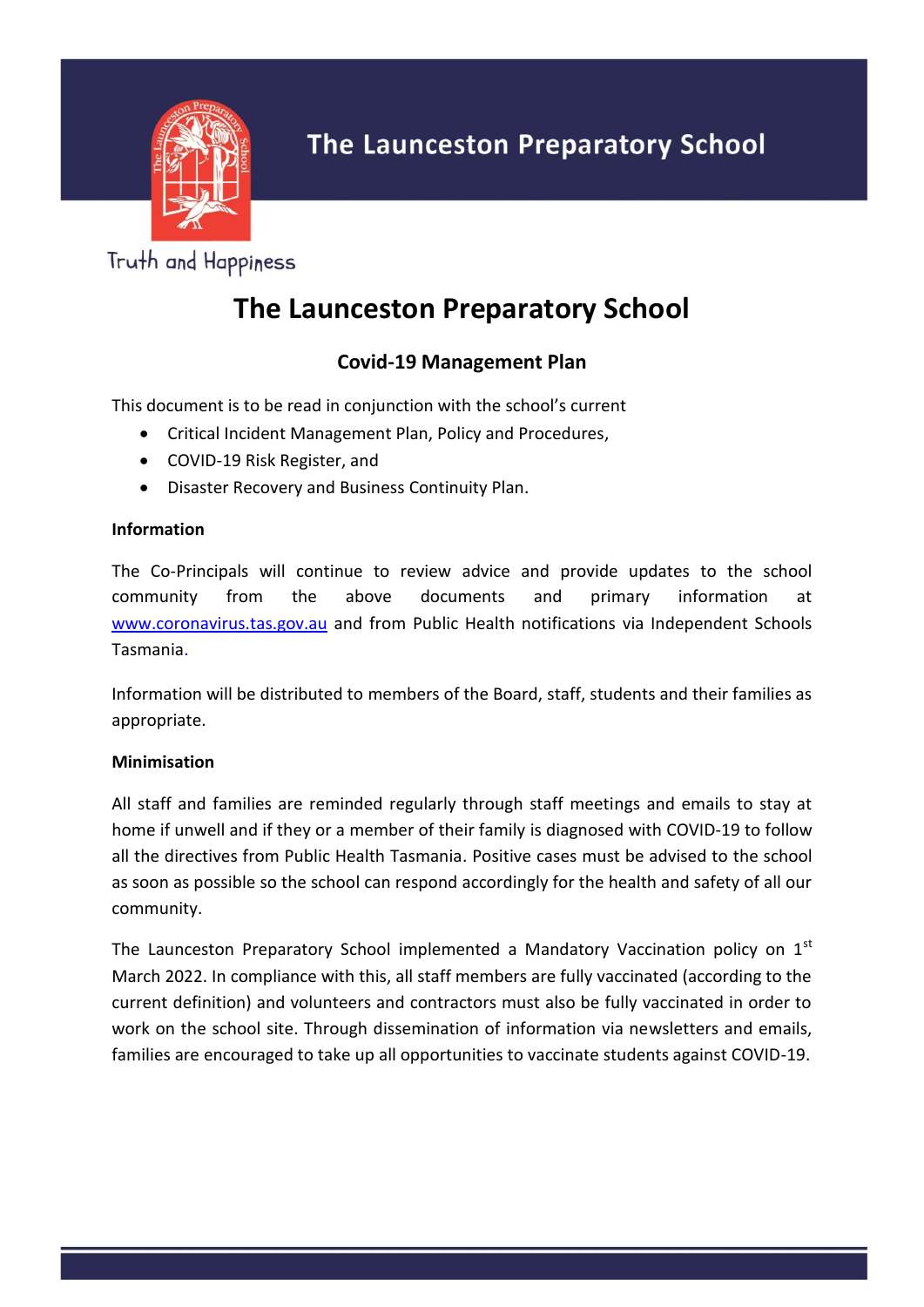The Launceston Preparatory School

Truth and Happiness

# The Launceston Preparatory School

## Covid-19 Management Plan

This document is to be read in conjunction with the school's current

- Critical Incident Management Plan, Policy and Procedures,
- COVID-19 Risk Register, and
- Disaster Recovery and Business Continuity Plan.

**Information**

The Co-Principals will continue to review advice and provide updates to the school community from the above documents and primary information at www.coronavirus.tas.gov.au and from Public Health notifications via Independent Schools Tasmania.

Information will be distributed to members of the Board, staff, students and their families as appropriate.

**Minimisation**

All staff and families are reminded regularly through staff meetings and emails to stay at home if unwell and if they or a member of their family is diagnosed with COVID-19 to follow all the directives from Public Health Tasmania. Positive cases must be advised to the school as soon as possible so the school can respond accordingly for the health and safety of all our community.

The Launceston Preparatory School implemented a Mandatory Vaccination policy on 1st March 2022. In compliance with this, all staff members are fully vaccinated (according to the current definition) and volunteers and contractors must also be fully vaccinated in order to work on the school site. Through dissemination of information via newsletters and emails, families are encouraged to take up all opportunities to vaccinate students against COVID-19.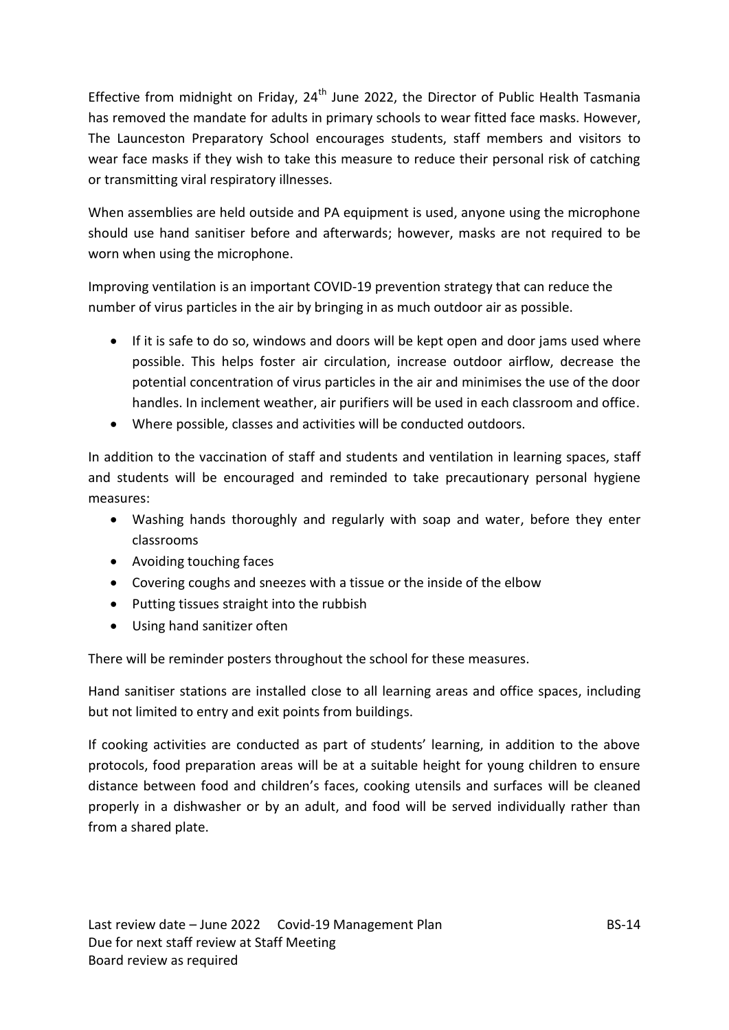Effective from midnight on Friday, 24th June 2022, the Director of Public Health Tasmania has removed the mandate for adults in primary schools to wear fitted face masks. However, The Launceston Preparatory School encourages students, staff members and visitors to wear face masks if they wish to take this measure to reduce their personal risk of catching or transmitting viral respiratory illnesses.

When assemblies are held outside and PA equipment is used, anyone using the microphone should use hand sanitiser before and afterwards; however, masks are not required to be worn when using the microphone.

Improving ventilation is an important COVID-19 prevention strategy that can reduce the number of virus particles in the air by bringing in as much outdoor air as possible.

- If it is safe to do so, windows and doors will be kept open and door jams used where possible. This helps foster air circulation, increase outdoor airflow, decrease the potential concentration of virus particles in the air and minimises the use of the door handles. In inclement weather, air purifiers will be used in each classroom and office.
- Where possible, classes and activities will be conducted outdoors.

In addition to the vaccination of staff and students and ventilation in learning spaces, staff and students will be encouraged and reminded to take precautionary personal hygiene measures:

- Washing hands thoroughly and regularly with soap and water, before they enter classrooms
- Avoiding touching faces
- Covering coughs and sneezes with a tissue or the inside of the elbow
- Putting tissues straight into the rubbish
- Using hand sanitizer often

There will be reminder posters throughout the school for these measures.

Hand sanitiser stations are installed close to all learning areas and office spaces, including but not limited to entry and exit points from buildings.

If cooking activities are conducted as part of students' learning, in addition to the above protocols, food preparation areas will be at a suitable height for young children to ensure distance between food and children's faces, cooking utensils and surfaces will be cleaned properly in a dishwasher or by an adult, and food will be served individually rather than from a shared plate.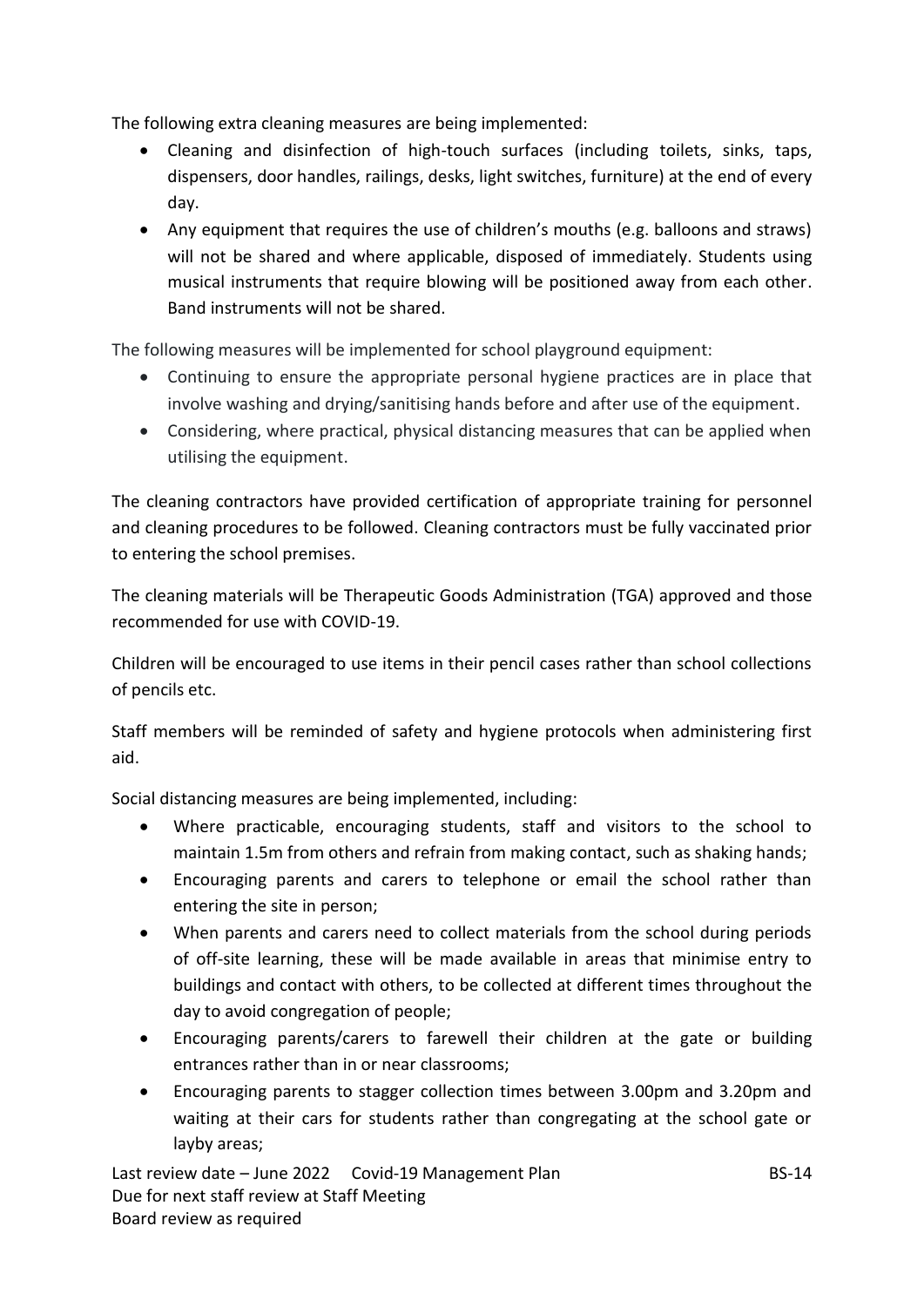The following extra cleaning measures are being implemented:

- Cleaning and disinfection of high-touch surfaces (including toilets, sinks, taps, dispensers, door handles, railings, desks, light switches, furniture) at the end of every day.
- Any equipment that requires the use of children's mouths (e.g. balloons and straws) will not be shared and where applicable, disposed of immediately. Students using musical instruments that require blowing will be positioned away from each other. Band instruments will not be shared.

The following measures will be implemented for school playground equipment:

- Continuing to ensure the appropriate personal hygiene practices are in place that involve washing and drying/sanitising hands before and after use of the equipment.
- Considering, where practical, physical distancing measures that can be applied when utilising the equipment.

The cleaning contractors have provided certification of appropriate training for personnel and cleaning procedures to be followed. Cleaning contractors must be fully vaccinated prior to entering the school premises.

The cleaning materials will be Therapeutic Goods Administration (TGA) approved and those recommended for use with COVID-19.

Children will be encouraged to use items in their pencil cases rather than school collections of pencils etc.

Staff members will be reminded of safety and hygiene protocols when administering first aid.

Social distancing measures are being implemented, including:

- Where practicable, encouraging students, staff and visitors to the school to maintain 1.5m from others and refrain from making contact, such as shaking hands;
- Encouraging parents and carers to telephone or email the school rather than entering the site in person;
- When parents and carers need to collect materials from the school during periods of off-site learning, these will be made available in areas that minimise entry to buildings and contact with others, to be collected at different times throughout the day to avoid congregation of people;
- Encouraging parents/carers to farewell their children at the gate or building entrances rather than in or near classrooms;
- Encouraging parents to stagger collection times between 3.00pm and 3.20pm and waiting at their cars for students rather than congregating at the school gate or layby areas;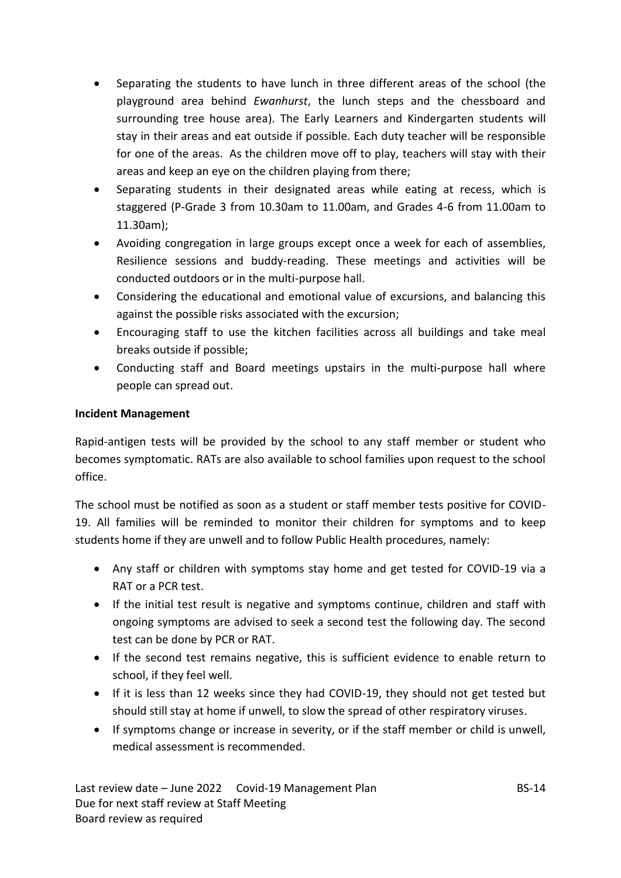- Separating the students to have lunch in three different areas of the school (the playground area behind *Ewanhurst*, the lunch steps and the chessboard and surrounding tree house area). The Early Learners and Kindergarten students will stay in their areas and eat outside if possible. Each duty teacher will be responsible for one of the areas. As the children move off to play, teachers will stay with their areas and keep an eye on the children playing from there;
- Separating students in their designated areas while eating at recess, which is staggered (P-Grade 3 from 10.30am to 11.00am, and Grades 4-6 from 11.00am to 11.30am);
- Avoiding congregation in large groups except once a week for each of assemblies, Resilience sessions and buddy-reading. These meetings and activities will be conducted outdoors or in the multi-purpose hall.
- Considering the educational and emotional value of excursions, and balancing this against the possible risks associated with the excursion;
- Encouraging staff to use the kitchen facilities across all buildings and take meal breaks outside if possible;
- Conducting staff and Board meetings upstairs in the multi-purpose hall where people can spread out.

**Incident Management**

Rapid-antigen tests will be provided by the school to any staff member or student who becomes symptomatic. RATs are also available to school families upon request to the school office.

The school must be notified as soon as a student or staff member tests positive for COVID-19. All families will be reminded to monitor their children for symptoms and to keep students home if they are unwell and to follow Public Health procedures, namely:

- Any staff or children with symptoms stay home and get tested for COVID-19 via a RAT or a PCR test.
- If the initial test result is negative and symptoms continue, children and staff with ongoing symptoms are advised to seek a second test the following day. The second test can be done by PCR or RAT.
- If the second test remains negative, this is sufficient evidence to enable return to school, if they feel well.
- If it is less than 12 weeks since they had COVID-19, they should not get tested but should still stay at home if unwell, to slow the spread of other respiratory viruses.
- If symptoms change or increase in severity, or if the staff member or child is unwell, medical assessment is recommended.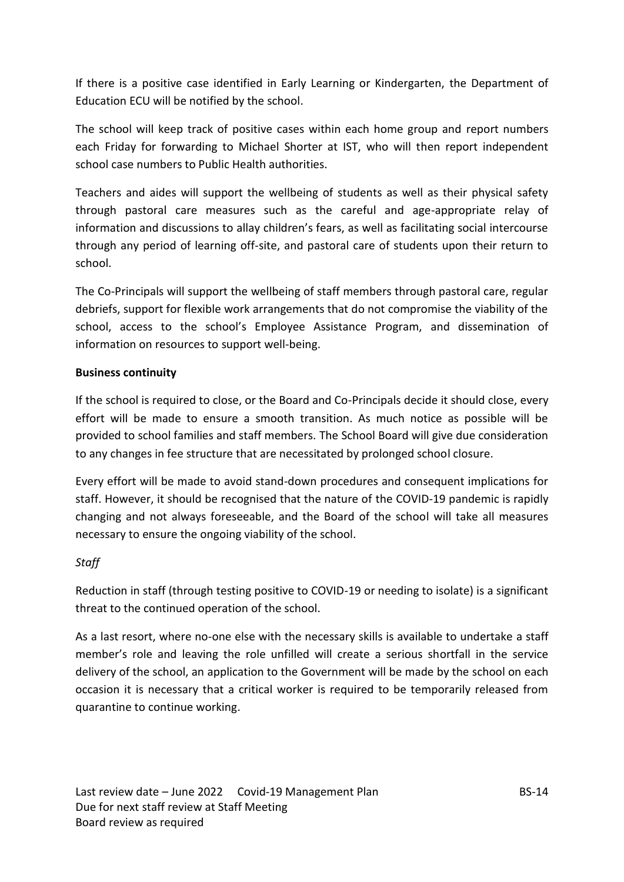If there is a positive case identified in Early Learning or Kindergarten, the Department of Education ECU will be notified by the school.

The school will keep track of positive cases within each home group and report numbers each Friday for forwarding to Michael Shorter at IST, who will then report independent school case numbers to Public Health authorities.

Teachers and aides will support the wellbeing of students as well as their physical safety through pastoral care measures such as the careful and age-appropriate relay of information and discussions to allay children's fears, as well as facilitating social intercourse through any period of learning off-site, and pastoral care of students upon their return to school.

The Co-Principals will support the wellbeing of staff members through pastoral care, regular debriefs, support for flexible work arrangements that do not compromise the viability of the school, access to the school's Employee Assistance Program, and dissemination of information on resources to support well-being.

**Business continuity**

If the school is required to close, or the Board and Co-Principals decide it should close, every effort will be made to ensure a smooth transition. As much notice as possible will be provided to school families and staff members. The School Board will give due consideration to any changes in fee structure that are necessitated by prolonged school closure.

Every effort will be made to avoid stand-down procedures and consequent implications for staff. However, it should be recognised that the nature of the COVID-19 pandemic is rapidly changing and not always foreseeable, and the Board of the school will take all measures necessary to ensure the ongoing viability of the school.

*Staff*

Reduction in staff (through testing positive to COVID-19 or needing to isolate) is a significant threat to the continued operation of the school.

As a last resort, where no-one else with the necessary skills is available to undertake a staff member's role and leaving the role unfilled will create a serious shortfall in the service delivery of the school, an application to the Government will be made by the school on each occasion it is necessary that a critical worker is required to be temporarily released from quarantine to continue working.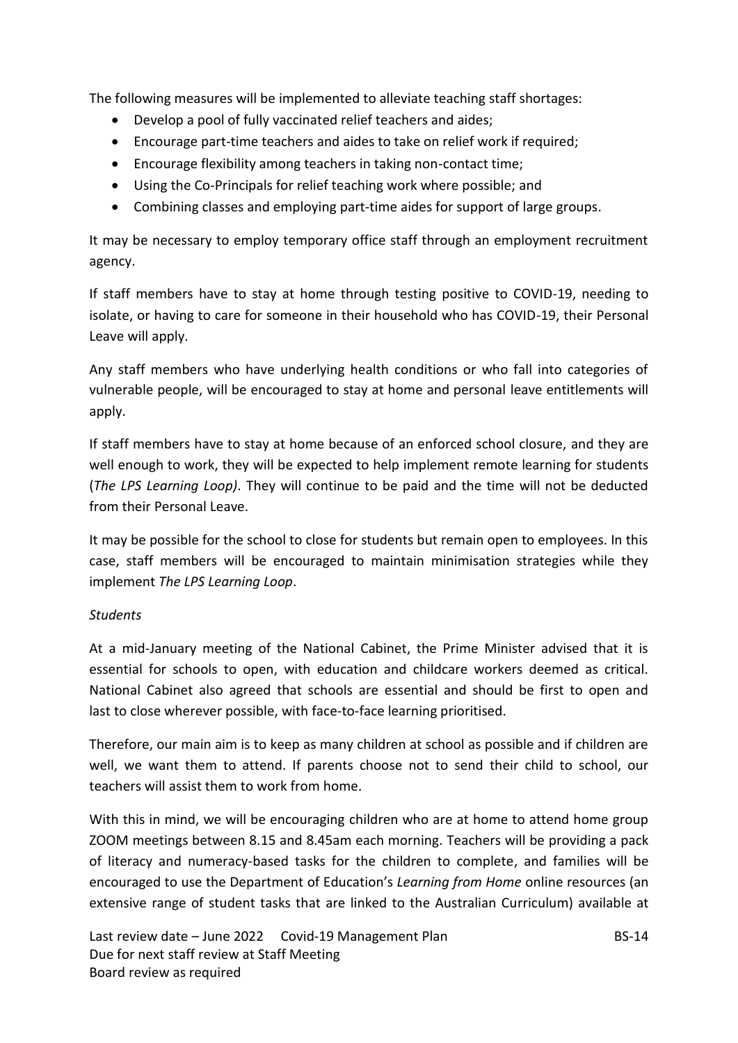The following measures will be implemented to alleviate teaching staff shortages:

- Develop a pool of fully vaccinated relief teachers and aides;
- Encourage part-time teachers and aides to take on relief work if required;
- Encourage flexibility among teachers in taking non-contact time;
- Using the Co-Principals for relief teaching work where possible; and
- Combining classes and employing part-time aides for support of large groups.

It may be necessary to employ temporary office staff through an employment recruitment agency.

If staff members have to stay at home through testing positive to COVID-19, needing to isolate, or having to care for someone in their household who has COVID-19, their Personal Leave will apply.

Any staff members who have underlying health conditions or who fall into categories of vulnerable people, will be encouraged to stay at home and personal leave entitlements will apply.

If staff members have to stay at home because of an enforced school closure, and they are well enough to work, they will be expected to help implement remote learning for students (*The LPS Learning Loop)*. They will continue to be paid and the time will not be deducted from their Personal Leave.

It may be possible for the school to close for students but remain open to employees. In this case, staff members will be encouraged to maintain minimisation strategies while they implement *The LPS Learning Loop*.

*Students*

At a mid-January meeting of the National Cabinet, the Prime Minister advised that it is essential for schools to open, with education and childcare workers deemed as critical. National Cabinet also agreed that schools are essential and should be first to open and last to close wherever possible, with face-to-face learning prioritised.

Therefore, our main aim is to keep as many children at school as possible and if children are well, we want them to attend. If parents choose not to send their child to school, our teachers will assist them to work from home.

With this in mind, we will be encouraging children who are at home to attend home group ZOOM meetings between 8.15 and 8.45am each morning. Teachers will be providing a pack of literacy and numeracy-based tasks for the children to complete, and families will be encouraged to use the Department of Education's *Learning from Home* online resources (an extensive range of student tasks that are linked to the Australian Curriculum) available at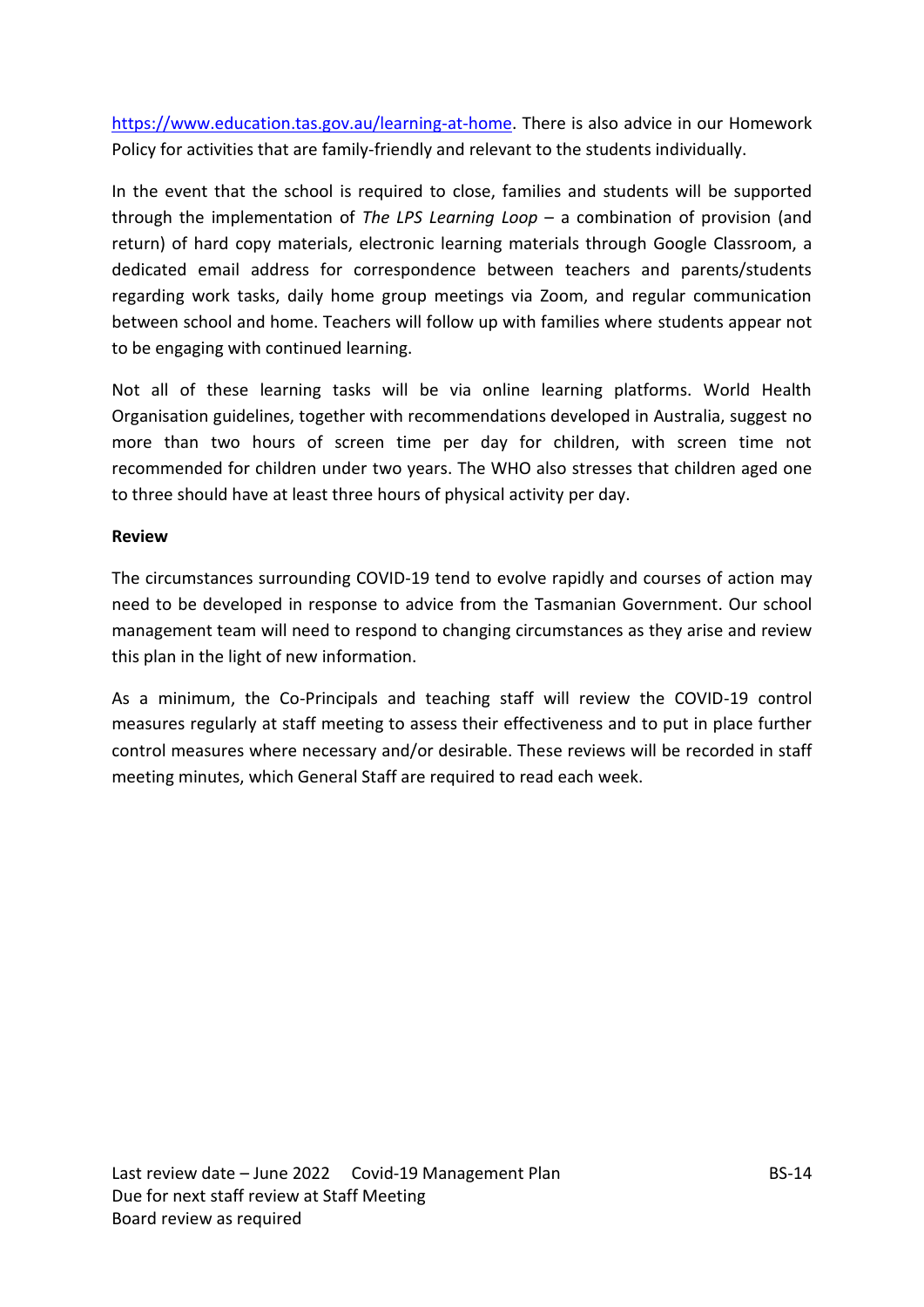https://www.education.tas.gov.au/learning-at-home. There is also advice in our Homework Policy for activities that are family-friendly and relevant to the students individually.

In the event that the school is required to close, families and students will be supported through the implementation of *The LPS Learning Loop* – a combination of provision (and return) of hard copy materials, electronic learning materials through Google Classroom, a dedicated email address for correspondence between teachers and parents/students regarding work tasks, daily home group meetings via Zoom, and regular communication between school and home. Teachers will follow up with families where students appear not to be engaging with continued learning.

Not all of these learning tasks will be via online learning platforms. World Health Organisation guidelines, together with recommendations developed in Australia, suggest no more than two hours of screen time per day for children, with screen time not recommended for children under two years. The WHO also stresses that children aged one to three should have at least three hours of physical activity per day.

**Review**

The circumstances surrounding COVID-19 tend to evolve rapidly and courses of action may need to be developed in response to advice from the Tasmanian Government. Our school management team will need to respond to changing circumstances as they arise and review this plan in the light of new information.

As a minimum, the Co-Principals and teaching staff will review the COVID-19 control measures regularly at staff meeting to assess their effectiveness and to put in place further control measures where necessary and/or desirable. These reviews will be recorded in staff meeting minutes, which General Staff are required to read each week.

Last review date – June 2022 Covid-19 Management Plan BS-14
Due for next staff review at Staff Meeting
Board review as required